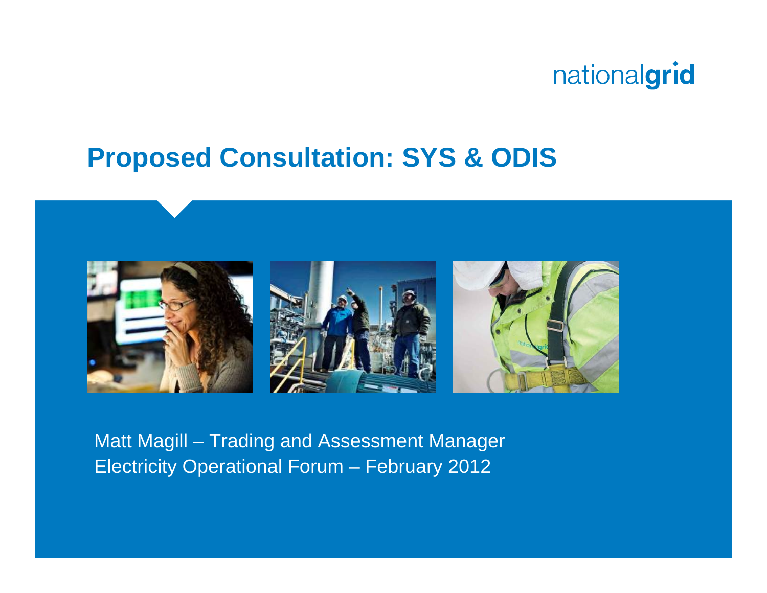nationalgrid

# Proposed Consultation: SYS & ODIS

Matt Magill – Trading and Assessment Manager
Electricity Operational Forum – February 2012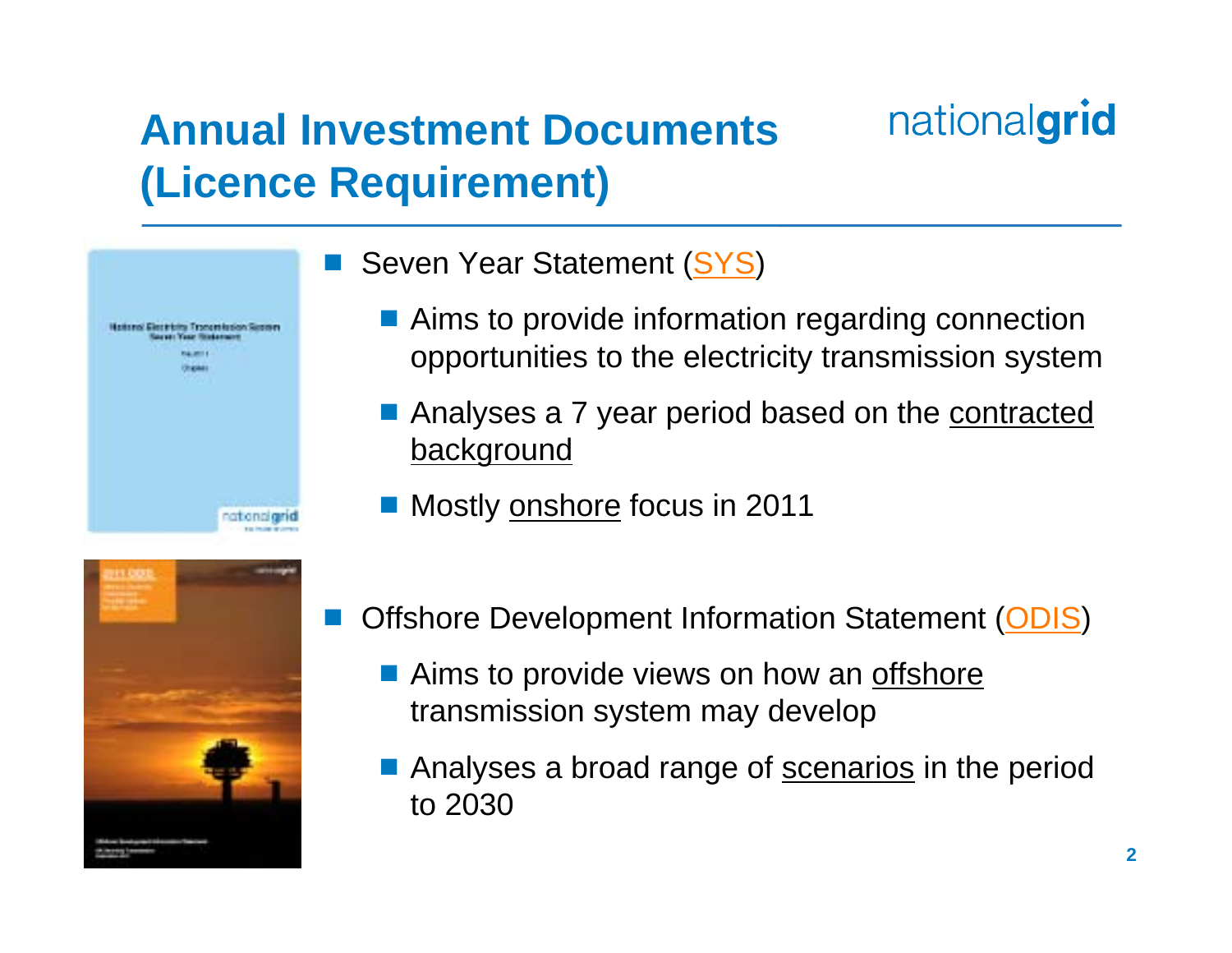# Annual Investment Documents (Licence Requirement)

- Seven Year Statement (SYS)
  - Aims to provide information regarding connection opportunities to the electricity transmission system
  - Analyses a 7 year period based on the contracted background
  - Mostly onshore focus in 2011
- Offshore Development Information Statement (ODIS)
  - Aims to provide views on how an offshore transmission system may develop
  - Analyses a broad range of scenarios in the period to 2030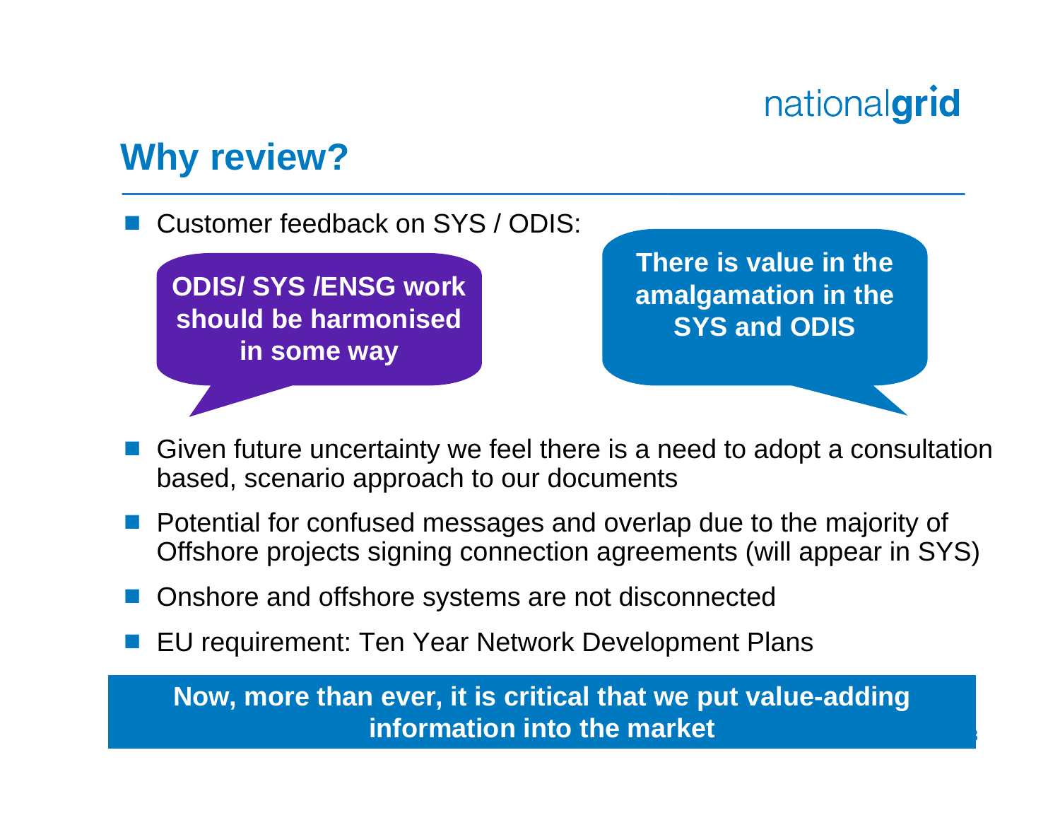## Why review?

- Customer feedback on SYS / ODIS:

**ODIS/ SYS /ENSG work should be harmonised in some way**

**There is value in the amalgamation in the SYS and ODIS**

- Given future uncertainty we feel there is a need to adopt a consultation based, scenario approach to our documents
- Potential for confused messages and overlap due to the majority of Offshore projects signing connection agreements (will appear in SYS)
- Onshore and offshore systems are not disconnected
- EU requirement: Ten Year Network Development Plans

**Now, more than ever, it is critical that we put value-adding information into the market**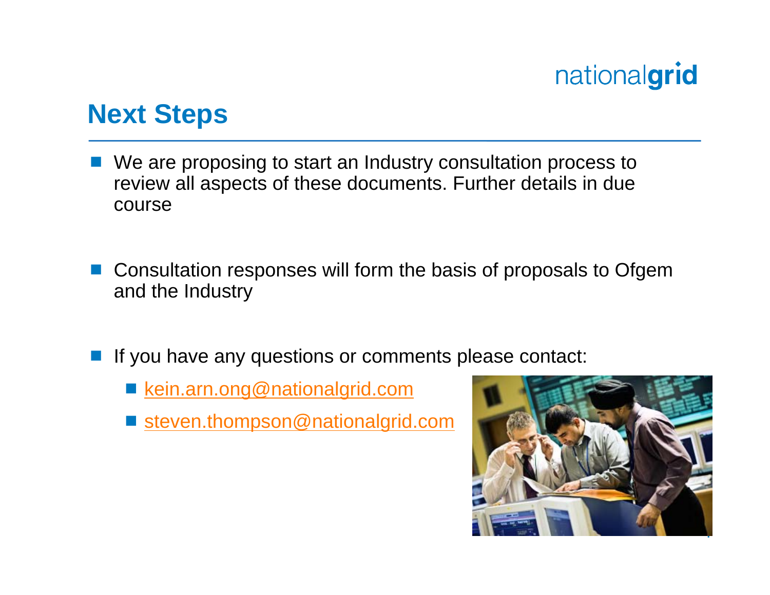## Next Steps

- We are proposing to start an Industry consultation process to review all aspects of these documents. Further details in due course

- Consultation responses will form the basis of proposals to Ofgem and the Industry

- If you have any questions or comments please contact:
  - kein.arn.ong@nationalgrid.com
  - steven.thompson@nationalgrid.com